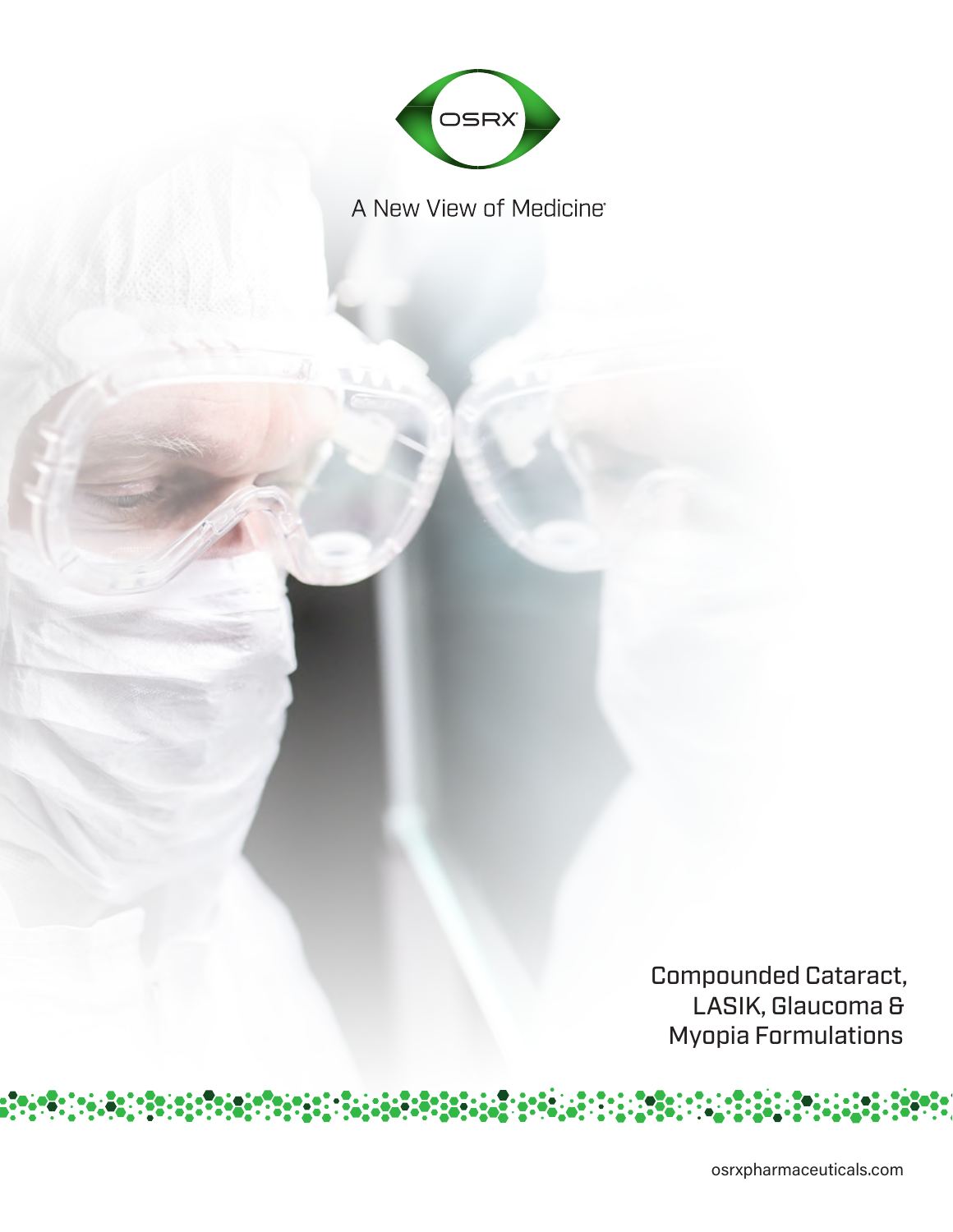OSRX®

A New View of Medicine®

# Compounded Cataract, LASIK, Glaucoma & Myopia Formulations

osrxpharmaceuticals.com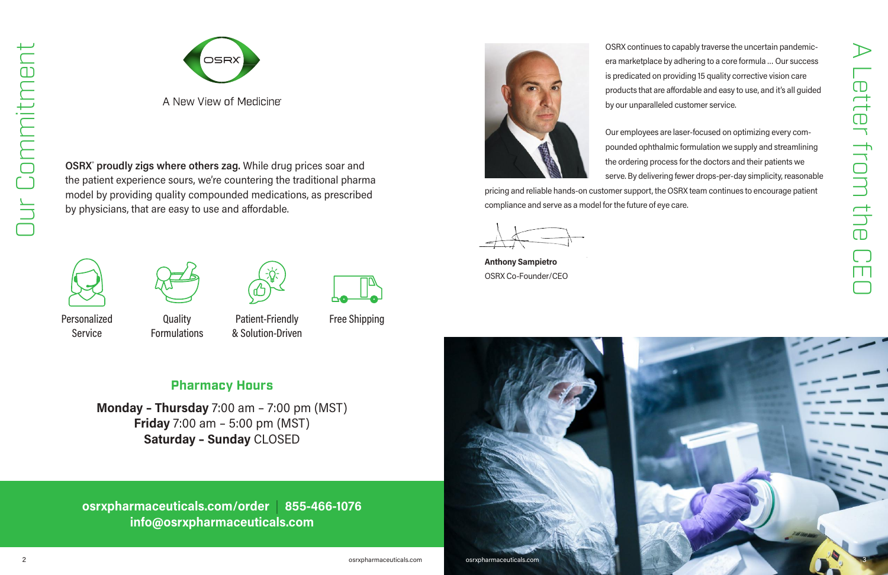# Our Commitment

OSRX

A New View of Medicine®

**OSRX® proudly zigs where others zag.** While drug prices soar and the patient experience sours, we're countering the traditional pharma model by providing quality compounded medications, as prescribed by physicians, that are easy to use and affordable.

- Personalized Service
- Quality Formulations
- Patient-Friendly & Solution-Driven
- Free Shipping

## Pharmacy Hours

**Monday – Thursday** 7:00 am – 7:00 pm (MST)
**Friday** 7:00 am – 5:00 pm (MST)
**Saturday – Sunday** CLOSED

**osrxpharmaceuticals.com/order | 855-466-1076**
**info@osrxpharmaceuticals.com**

# A Letter from the CEO

OSRX continues to capably traverse the uncertain pandemic-era marketplace by adhering to a core formula ... Our success is predicated on providing 15 quality corrective vision care products that are affordable and easy to use, and it's all guided by our unparalleled customer service.

Our employees are laser-focused on optimizing every compounded ophthalmic formulation we supply and streamlining the ordering process for the doctors and their patients we serve. By delivering fewer drops-per-day simplicity, reasonable pricing and reliable hands-on customer support, the OSRX team continues to encourage patient compliance and serve as a model for the future of eye care.

**Anthony Sampietro**
OSRX Co-Founder/CEO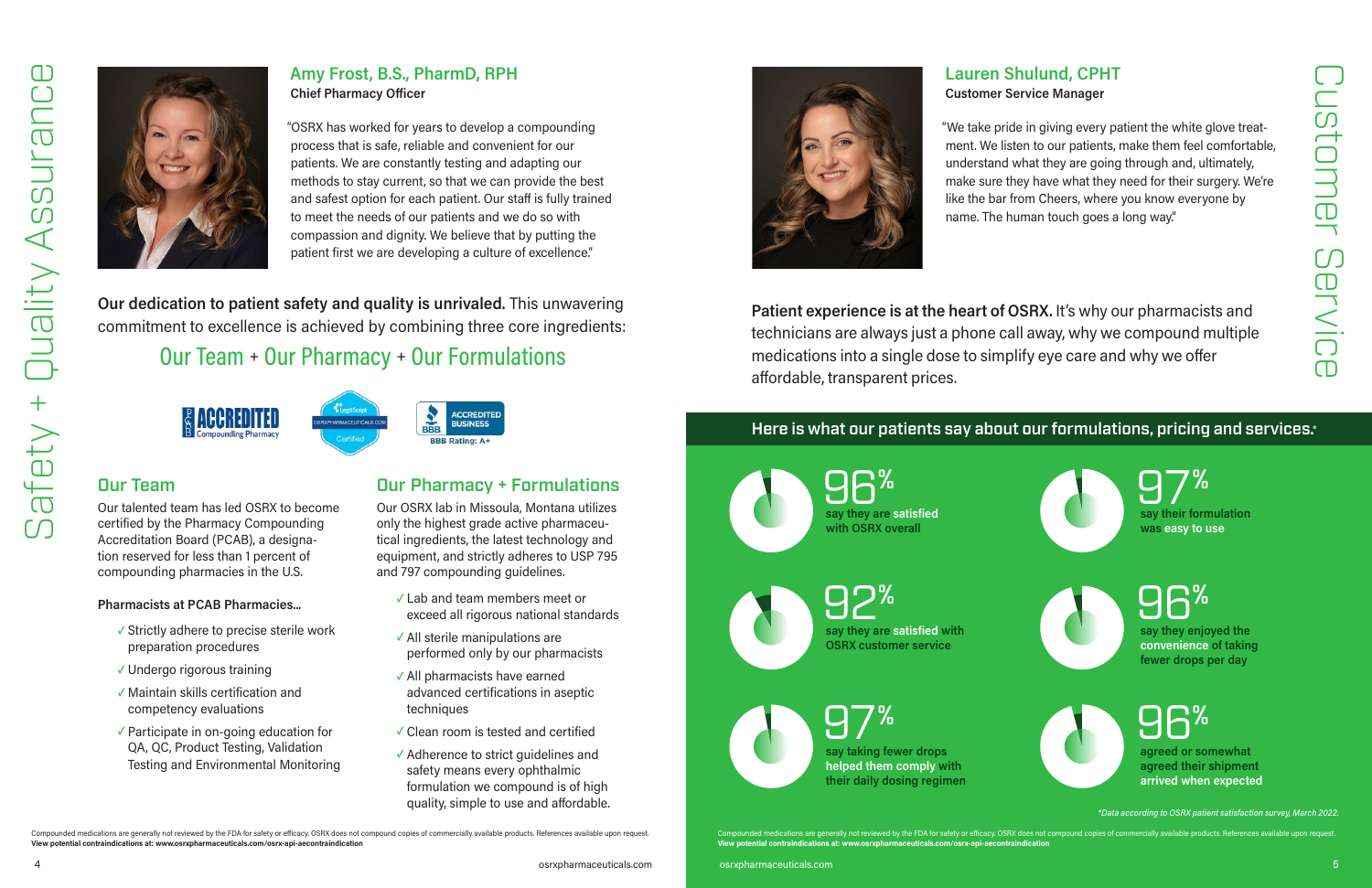# Safety + Quality Assurance

## Amy Frost, B.S., PharmD, RPH

**Chief Pharmacy Officer**

"OSRX has worked for years to develop a compounding process that is safe, reliable and convenient for our patients. We are constantly testing and adapting our methods to stay current, so that we can provide the best and safest option for each patient. Our staff is fully trained to meet the needs of our patients and we do so with compassion and dignity. We believe that by putting the patient first we are developing a culture of excellence."

**Our dedication to patient safety and quality is unrivaled.** This unwavering commitment to excellence is achieved by combining three core ingredients:

Our Team + Our Pharmacy + Our Formulations

PCAB ACCREDITED Compounding Pharmacy | LegitScript Certified OSRXPHARMACEUTICALS.COM | BBB ACCREDITED BUSINESS BBB Rating: A+

### Our Team

Our talented team has led OSRX to become certified by the Pharmacy Compounding Accreditation Board (PCAB), a designation reserved for less than 1 percent of compounding pharmacies in the U.S.

**Pharmacists at PCAB Pharmacies...**

- ✓ Strictly adhere to precise sterile work preparation procedures
- ✓ Undergo rigorous training
- ✓ Maintain skills certification and competency evaluations
- ✓ Participate in on-going education for QA, QC, Product Testing, Validation Testing and Environmental Monitoring

### Our Pharmacy + Formulations

Our OSRX lab in Missoula, Montana utilizes only the highest grade active pharmaceutical ingredients, the latest technology and equipment, and strictly adheres to USP 795 and 797 compounding guidelines.

- ✓ Lab and team members meet or exceed all rigorous national standards
- ✓ All sterile manipulations are performed only by our pharmacists
- ✓ All pharmacists have earned advanced certifications in aseptic techniques
- ✓ Clean room is tested and certified
- ✓ Adherence to strict guidelines and safety means every ophthalmic formulation we compound is of high quality, simple to use and affordable.

Compounded medications are generally not reviewed by the FDA for safety or efficacy. OSRX does not compound copies of commercially available products. References available upon request.
**View potential contraindications at: www.osrxpharmaceuticals.com/osrx-api-aecontraindication**

# Customer Service

## Lauren Shulund, CPHT

**Customer Service Manager**

"We take pride in giving every patient the white glove treatment. We listen to our patients, make them feel comfortable, understand what they are going through and, ultimately, make sure they have what they need for their surgery. We're like the bar from Cheers, where you know everyone by name. The human touch goes a long way."

**Patient experience is at the heart of OSRX.** It's why our pharmacists and technicians are always just a phone call away, why we compound multiple medications into a single dose to simplify eye care and why we offer affordable, transparent prices.

### Here is what our patients say about our formulations, pricing and services.*

- **96%** say they are satisfied with OSRX overall
- **97%** say their formulation was easy to use
- **92%** say they are satisfied with OSRX customer service
- **96%** say they enjoyed the convenience of taking fewer drops per day
- **97%** say taking fewer drops helped them comply with their daily dosing regimen
- **96%** agreed or somewhat agreed their shipment arrived when expected

*Data according to OSRX patient satisfaction survey, March 2022.*

Compounded medications are generally not reviewed by the FDA for safety or efficacy. OSRX does not compound copies of commercially available products. References available upon request.
**View potential contraindications at: www.osrxpharmaceuticals.com/osrx-api-aecontraindication**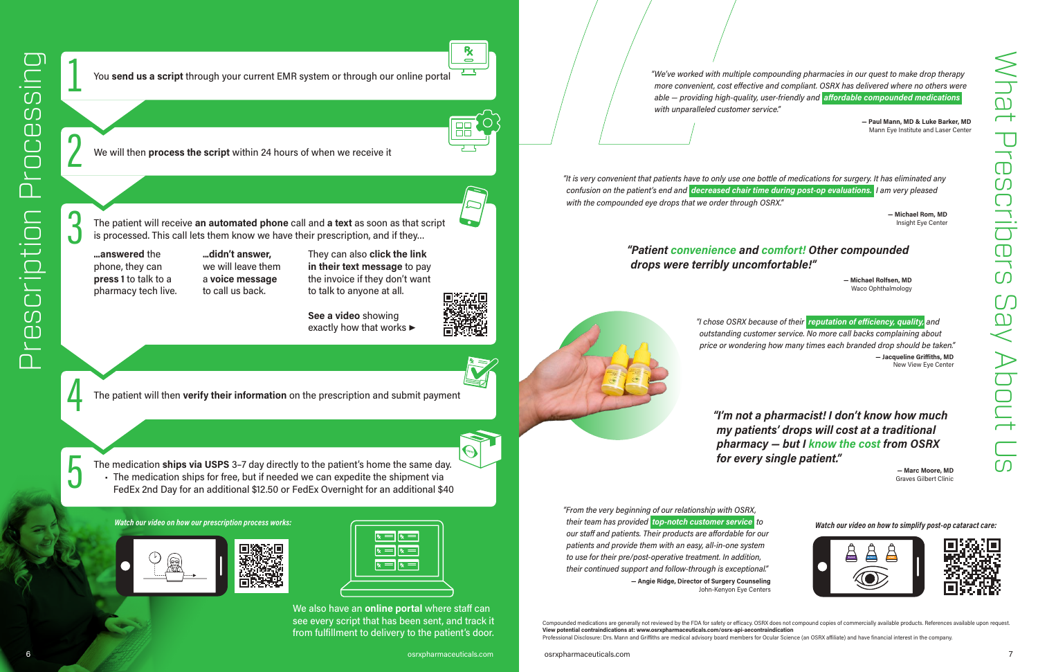# Prescription Processing

**1** You **send us a script** through your current EMR system or through our online portal

**2** We will then **process the script** within 24 hours of when we receive it

**3** The patient will receive **an automated phone** call and **a text** as soon as that script is processed. This call lets them know we have their prescription, and if they...

**...answered** the phone, they can **press 1** to talk to a pharmacy tech live.

**...didn't answer,** we will leave them a **voice message** to call us back.

They can also **click the link in their text message** to pay the invoice if they don't want to talk to anyone at all.

**See a video** showing exactly how that works ►

**4** The patient will then **verify their information** on the prescription and submit payment

**5** The medication **ships via USPS** 3–7 day directly to the patient's home the same day.

- The medication ships for free, but if needed we can expedite the shipment via FedEx 2nd Day for an additional $12.50 or FedEx Overnight for an additional $40

***Watch our video on how our prescription process works:***

We also have an **online portal** where staff can see every script that has been sent, and track it from fulfillment to delivery to the patient's door.

# What Prescribers Say About Us

*"We've worked with multiple compounding pharmacies in our quest to make drop therapy more convenient, cost effective and compliant. OSRX has delivered where no others were able — providing high-quality, user-friendly and **affordable compounded medications** with unparalleled customer service."*

**— Paul Mann, MD & Luke Barker, MD**
Mann Eye Institute and Laser Center

*"It is very convenient that patients have to only use one bottle of medications for surgery. It has eliminated any confusion on the patient's end and **decreased chair time during post-op evaluations.** I am very pleased with the compounded eye drops that we order through OSRX."*

**— Michael Rom, MD**
Insight Eye Center

***"Patient convenience and comfort! Other compounded drops were terribly uncomfortable!"***

**— Michael Rolfsen, MD**
Waco Ophthalmology

*"I chose OSRX because of their **reputation of efficiency, quality** and outstanding customer service. No more call backs complaining about price or wondering how many times each branded drop should be taken."*

**— Jacqueline Griffiths, MD**
New View Eye Center

***"I'm not a pharmacist! I don't know how much my patients' drops will cost at a traditional pharmacy — but I know the cost from OSRX for every single patient."***

**— Marc Moore, MD**
Graves Gilbert Clinic

*"From the very beginning of our relationship with OSRX, their team has provided **top-notch customer service** to our staff and patients. Their products are affordable for our patients and provide them with an easy, all-in-one system to use for their pre/post-operative treatment. In addition, their continued support and follow-through is exceptional."*

**— Angie Ridge, Director of Surgery Counseling**
John-Kenyon Eye Centers

***Watch our video on how to simplify post-op cataract care:***

Compounded medications are generally not reviewed by the FDA for safety or efficacy. OSRX does not compound copies of commercially available products. References available upon request.
**View potential contraindications at: www.osrxpharmaceuticals.com/osrx-api-aecontraindication**
Professional Disclosure: Drs. Mann and Griffiths are medical advisory board members for Ocular Science (an OSRX affiliate) and have financial interest in the company.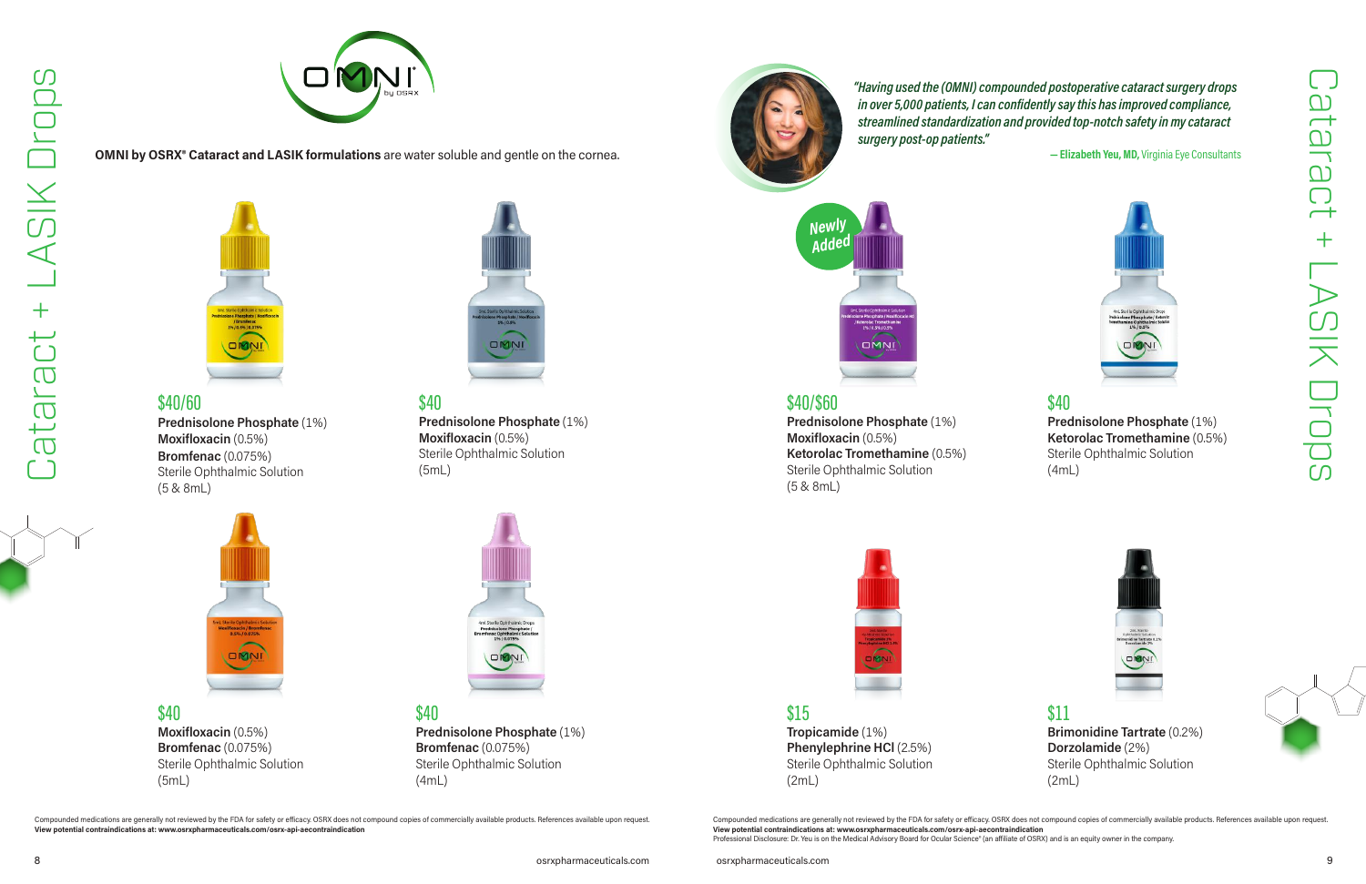# Cataract + LASIK Drops

**OMNI by OSRX® Cataract and LASIK formulations** are water soluble and gentle on the cornea.

**$40/60**
**Prednisolone Phosphate** (1%)
**Moxifloxacin** (0.5%)
**Bromfenac** (0.075%)
Sterile Ophthalmic Solution
(5 & 8mL)

**$40**
**Prednisolone Phosphate** (1%)
**Moxifloxacin** (0.5%)
Sterile Ophthalmic Solution
(5mL)

**$40**
**Moxifloxacin** (0.5%)
**Bromfenac** (0.075%)
Sterile Ophthalmic Solution
(5mL)

**$40**
**Prednisolone Phosphate** (1%)
**Bromfenac** (0.075%)
Sterile Ophthalmic Solution
(4mL)

Compounded medications are generally not reviewed by the FDA for safety or efficacy. OSRX does not compound copies of commercially available products. References available upon request.
**View potential contraindications at: www.osrxpharmaceuticals.com/osrx-api-aecontraindication**

*"Having used the (OMNI) compounded postoperative cataract surgery drops in over 5,000 patients, I can confidently say this has improved compliance, streamlined standardization and provided top-notch safety in my cataract surgery post-op patients."*

— **Elizabeth Yeu, MD,** Virginia Eye Consultants

**Newly Added**

**$40/$60**
**Prednisolone Phosphate** (1%)
**Moxifloxacin** (0.5%)
**Ketorolac Tromethamine** (0.5%)
Sterile Ophthalmic Solution
(5 & 8mL)

**$40**
**Prednisolone Phosphate** (1%)
**Ketorolac Tromethamine** (0.5%)
Sterile Ophthalmic Solution
(4mL)

**$15**
**Tropicamide** (1%)
**Phenylephrine HCl** (2.5%)
Sterile Ophthalmic Solution
(2mL)

**$11**
**Brimonidine Tartrate** (0.2%)
**Dorzolamide** (2%)
Sterile Ophthalmic Solution
(2mL)

Compounded medications are generally not reviewed by the FDA for safety or efficacy. OSRX does not compound copies of commercially available products. References available upon request.
**View potential contraindications at: www.osrxpharmaceuticals.com/osrx-api-aecontraindication**
Professional Disclosure: Dr. Yeu is on the Medical Advisory Board for Ocular Science® (an affiliate of OSRX) and is an equity owner in the company.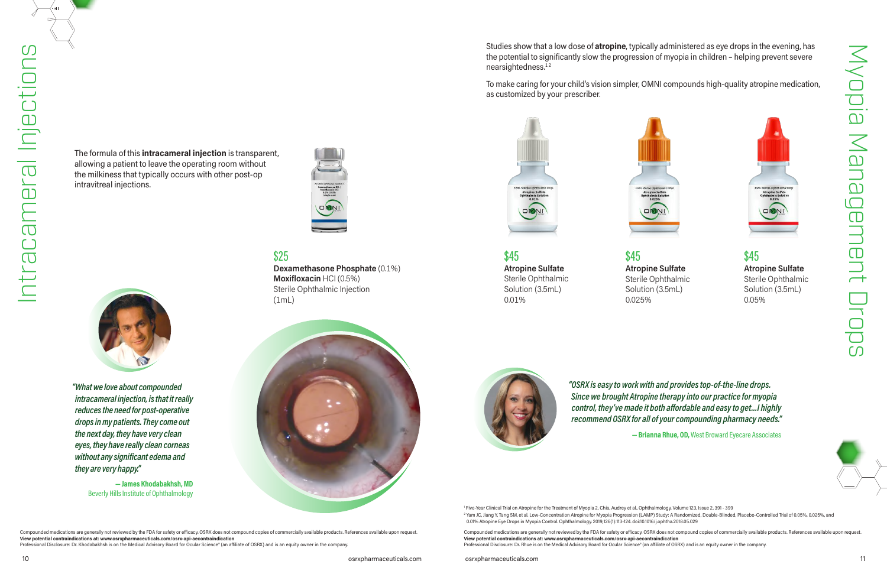# Intracameral Injections

The formula of this **intracameral injection** is transparent, allowing a patient to leave the operating room without the milkiness that typically occurs with other post-op intravitreal injections.

$25
**Dexamethasone Phosphate** (0.1%)
**Moxifloxacin** HCl (0.5%)
Sterile Ophthalmic Injection
(1mL)

*"What we love about compounded intracameral injection, is that it really reduces the need for post-operative drops in my patients. They come out the next day, they have very clean eyes, they have really clean corneas without any significant edema and they are very happy."*

**— James Khodabakhsh, MD**
Beverly Hills Institute of Ophthalmology

Compounded medications are generally not reviewed by the FDA for safety or efficacy. OSRX does not compound copies of commercially available products. References available upon request.
**View potential contraindications at: www.osrxpharmaceuticals.com/osrx-api-aecontraindication**
Professional Disclosure: Dr. Khodabakhsh is on the Medical Advisory Board for Ocular Science® (an affiliate of OSRX) and is an equity owner in the company.

# Myopia Management Drops

Studies show that a low dose of **atropine**, typically administered as eye drops in the evening, has the potential to significantly slow the progression of myopia in children – helping prevent severe nearsightedness.[1,2]

To make caring for your child's vision simpler, OMNI compounds high-quality atropine medication, as customized by your prescriber.

$45
**Atropine Sulfate**
Sterile Ophthalmic Solution (3.5mL)
0.01%

$45
**Atropine Sulfate**
Sterile Ophthalmic Solution (3.5mL)
0.025%

$45
**Atropine Sulfate**
Sterile Ophthalmic Solution (3.5mL)
0.05%

*"OSRX is easy to work with and provides top-of-the-line drops. Since we brought Atropine therapy into our practice for myopia control, they've made it both affordable and easy to get...I highly recommend OSRX for all of your compounding pharmacy needs."*

**— Brianna Rhue, OD,** West Broward Eyecare Associates

[1] Five-Year Clinical Trial on Atropine for the Treatment of Myopia 2, Chia, Audrey et al., Ophthalmology, Volume 123, Issue 2, 391 - 399
[2] Yam JC, Jiang Y, Tang SM, et al. Low-Concentration Atropine for Myopia Progression (LAMP) Study: A Randomized, Double-Blinded, Placebo-Controlled Trial of 0.05%, 0.025%, and 0.01% Atropine Eye Drops in Myopia Control. Ophthalmology. 2019;126(1):113-124. doi:10.1016/j.ophtha.2018.05.029

Compounded medications are generally not reviewed by the FDA for safety or efficacy. OSRX does not compound copies of commercially available products. References available upon request.
**View potential contraindications at: www.osrxpharmaceuticals.com/osrx-api-aecontraindication**
Professional Disclosure: Dr. Rhue is on the Medical Advisory Board for Ocular Science® (an affiliate of OSRX) and is an equity owner in the company.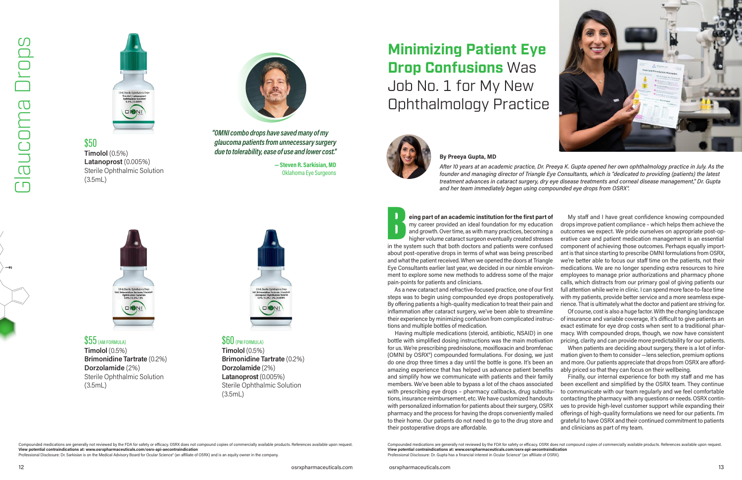# Glaucoma Drops

$50
**Timolol** (0.5%)
**Latanoprost** (0.005%)
Sterile Ophthalmic Solution
(3.5mL)

*"OMNI combo drops have saved many of my glaucoma patients from unnecessary surgery due to tolerability, ease of use and lower cost."*

— **Steven R. Sarkisian, MD**
Oklahoma Eye Surgeons

$55 (AM FORMULA)
**Timolol** (0.5%)
**Brimonidine Tartrate** (0.2%)
**Dorzolamide** (2%)
Sterile Ophthalmic Solution
(3.5mL)

$60 (PM FORMULA)
**Timolol** (0.5%)
**Brimonidine Tartrate** (0.2%)
**Dorzolamide** (2%)
**Latanoprost** (0.005%)
Sterile Ophthalmic Solution
(3.5mL)

Compounded medications are generally not reviewed by the FDA for safety or efficacy. OSRX does not compound copies of commercially available products. References available upon request.
**View potential contraindications at: www.osrxpharmaceuticals.com/osrx-api-aecontraindication**
Professional Disclosure: Dr. Sarkisian is on the Medical Advisory Board for Ocular Science® (an affiliate of OSRX) and is an equity owner in the company.

# Minimizing Patient Eye Drop Confusions Was Job No. 1 for My New Ophthalmology Practice

**By Preeya Gupta, MD**

*After 10 years at an academic practice, Dr. Preeya K. Gupta opened her own ophthalmology practice in July. As the founder and managing director of Triangle Eye Consultants, which is "dedicated to providing (patients) the latest treatment advances in cataract surgery, dry eye disease treatments and corneal disease management," Dr. Gupta and her team immediately began using compounded eye drops from OSRX®.*

**Being part of an academic institution for the first part of** my career provided an ideal foundation for my education and growth. Over time, as with many practices, becoming a higher volume cataract surgeon eventually created stresses in the system such that both doctors and patients were confused about post-operative drops in terms of what was being prescribed and what the patient received. When we opened the doors at Triangle Eye Consultants earlier last year, we decided in our nimble environment to explore some new methods to address some of the major pain-points for patients and clinicians.

As a new cataract and refractive-focused practice, one of our first steps was to begin using compounded eye drops postoperatively. By offering patients a high-quality medication to treat their pain and inflammation after cataract surgery, we've been able to streamline their experience by minimizing confusion from complicated instructions and multiple bottles of medication.

Having multiple medications (steroid, antibiotic, NSAID) in one bottle with simplified dosing instructions was the main motivation for us. We're prescribing prednisolone, moxifloxacin and bromfenac (OMNI by OSRX®) compounded formulations. For dosing, we just do one drop three times a day until the bottle is gone. It's been an amazing experience that has helped us advance patient benefits and simplify how we communicate with patients and their family members. We've been able to bypass a lot of the chaos associated with prescribing eye drops – pharmacy callbacks, drug substitutions, insurance reimbursement, etc. We have customized handouts with personalized information for patients about their surgery, OSRX pharmacy and the process for having the drops conveniently mailed to their home. Our patients do not need to go to the drug store and their postoperative drops are affordable.

My staff and I have great confidence knowing compounded drops improve patient compliance – which helps them achieve the outcomes we expect. We pride ourselves on appropriate post-operative care and patient medication management is an essential component of achieving those outcomes. Perhaps equally important is that since starting to prescribe OMNI formulations from OSRX, we're better able to focus our staff time on the patients, not their medications. We are no longer spending extra resources to hire employees to manage prior authorizations and pharmacy phone calls, which distracts from our primary goal of giving patients our full attention while we're in clinic. I can spend more face-to-face time with my patients, provide better service and a more seamless experience. That is ultimately what the doctor and patient are striving for.

Of course, cost is also a huge factor. With the changing landscape of insurance and variable coverage, it's difficult to give patients an exact estimate for eye drop costs when sent to a traditional pharmacy. With compounded drops, though, we now have consistent pricing, clarity and can provide more predictability for our patients.

When patients are deciding about surgery, there is a lot of information given to them to consider —lens selection, premium options and more. Our patients appreciate that drops from OSRX are affordably priced so that they can focus on their wellbeing.

Finally, our internal experience for both my staff and me has been excellent and simplified by the OSRX team. They continue to communicate with our team regularly and we feel comfortable contacting the pharmacy with any questions or needs. OSRX continues to provide high-level customer support while expanding their offerings of high-quality formulations we need for our patients. I'm grateful to have OSRX and their continued commitment to patients and clinicians as part of my team.

Compounded medications are generally not reviewed by the FDA for safety or efficacy. OSRX does not compound copies of commercially available products. References available upon request.
**View potential contraindications at: www.osrxpharmaceuticals.com/osrx-api-aecontraindication**
Professional Disclosure: Dr. Gupta has a financial interest in Ocular Science® (an affiliate of OSRX).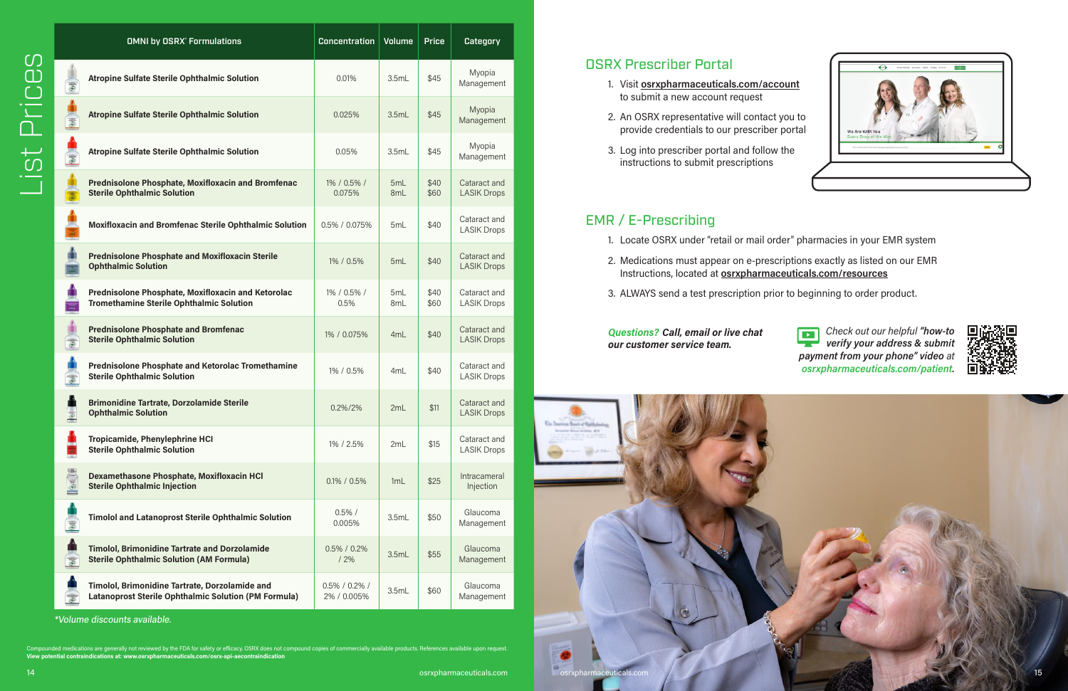# List Prices

| OMNI by OSRX® Formulations | Concentration | Volume | Price | Category |
|---|---|---|---|---|
| Atropine Sulfate Sterile Ophthalmic Solution | 0.01% | 3.5mL | $45 | Myopia Management |
| Atropine Sulfate Sterile Ophthalmic Solution | 0.025% | 3.5mL | $45 | Myopia Management |
| Atropine Sulfate Sterile Ophthalmic Solution | 0.05% | 3.5mL | $45 | Myopia Management |
| Prednisolone Phosphate, Moxifloxacin and Bromfenac Sterile Ophthalmic Solution | 1% / 0.5% / 0.075% | 5mL 8mL | $40 $60 | Cataract and LASIK Drops |
| Moxifloxacin and Bromfenac Sterile Ophthalmic Solution | 0.5% / 0.075% | 5mL | $40 | Cataract and LASIK Drops |
| Prednisolone Phosphate and Moxifloxacin Sterile Ophthalmic Solution | 1% / 0.5% | 5mL | $40 | Cataract and LASIK Drops |
| Prednisolone Phosphate, Moxifloxacin and Ketorolac Tromethamine Sterile Ophthalmic Solution | 1% / 0.5% / 0.5% | 5mL 8mL | $40 $60 | Cataract and LASIK Drops |
| Prednisolone Phosphate and Bromfenac Sterile Ophthalmic Solution | 1% / 0.075% | 4mL | $40 | Cataract and LASIK Drops |
| Prednisolone Phosphate and Ketorolac Tromethamine Sterile Ophthalmic Solution | 1% / 0.5% | 4mL | $40 | Cataract and LASIK Drops |
| Brimonidine Tartrate, Dorzolamide Sterile Ophthalmic Solution | 0.2%/2% | 2mL | $11 | Cataract and LASIK Drops |
| Tropicamide, Phenylephrine HCl Sterile Ophthalmic Solution | 1% / 2.5% | 2mL | $15 | Cataract and LASIK Drops |
| Dexamethasone Phosphate, Moxifloxacin HCl Sterile Ophthalmic Injection | 0.1% / 0.5% | 1mL | $25 | Intracameral Injection |
| Timolol and Latanoprost Sterile Ophthalmic Solution | 0.5% / 0.005% | 3.5mL | $50 | Glaucoma Management |
| Timolol, Brimonidine Tartrate and Dorzolamide Sterile Ophthalmic Solution (AM Formula) | 0.5% / 0.2% / 2% | 3.5mL | $55 | Glaucoma Management |
| Timolol, Brimonidine Tartrate, Dorzolamide and Latanoprost Sterile Ophthalmic Solution (PM Formula) | 0.5% / 0.2% / 2% / 0.005% | 3.5mL | $60 | Glaucoma Management |

*Volume discounts available.*

Compounded medications are generally not reviewed by the FDA for safety or efficacy. OSRX does not compound copies of commercially available products. References available upon request.
**View potential contraindications at: www.osrxpharmaceuticals.com/osrx-api-aecontraindication**

## OSRX Prescriber Portal

1. Visit **osrxpharmaceuticals.com/account** to submit a new account request
2. An OSRX representative will contact you to provide credentials to our prescriber portal
3. Log into prescriber portal and follow the instructions to submit prescriptions

## EMR / E-Prescribing

1. Locate OSRX under "retail or mail order" pharmacies in your EMR system
2. Medications must appear on e-prescriptions exactly as listed on our EMR Instructions, located at **osrxpharmaceuticals.com/resources**
3. ALWAYS send a test prescription prior to beginning to order product.

***Questions? Call, email or live chat our customer service team.***

*Check out our helpful **"how-to verify your address & submit payment from your phone"** video at **osrxpharmaceuticals.com/patient**.*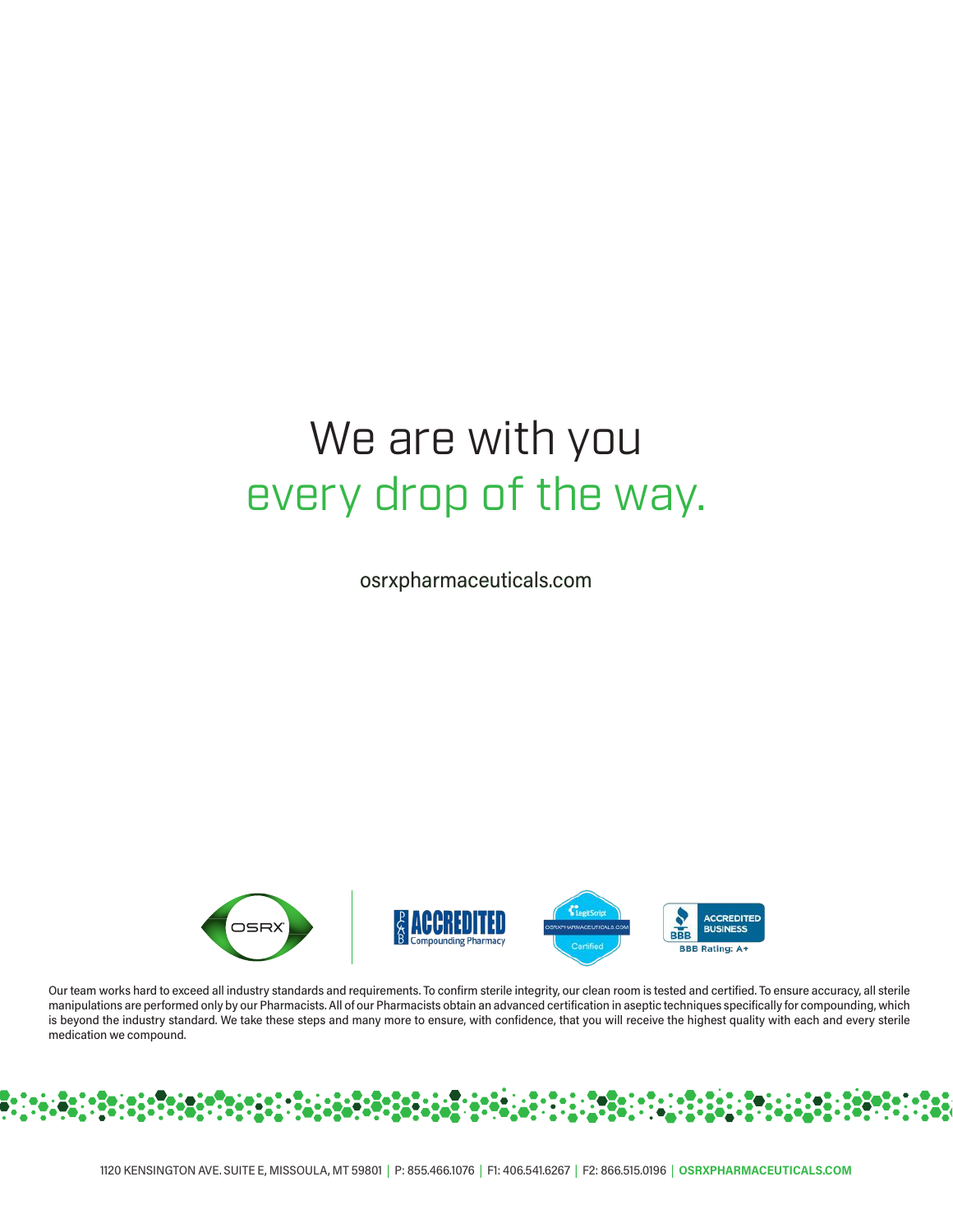# We are with you every drop of the way.

osrxpharmaceuticals.com

Our team works hard to exceed all industry standards and requirements. To confirm sterile integrity, our clean room is tested and certified. To ensure accuracy, all sterile manipulations are performed only by our Pharmacists. All of our Pharmacists obtain an advanced certification in aseptic techniques specifically for compounding, which is beyond the industry standard. We take these steps and many more to ensure, with confidence, that you will receive the highest quality with each and every sterile medication we compound.

1120 KENSINGTON AVE. SUITE E, MISSOULA, MT 59801 | P: 855.466.1076 | F1: 406.541.6267 | F2: 866.515.0196 | **OSRXPHARMACEUTICALS.COM**